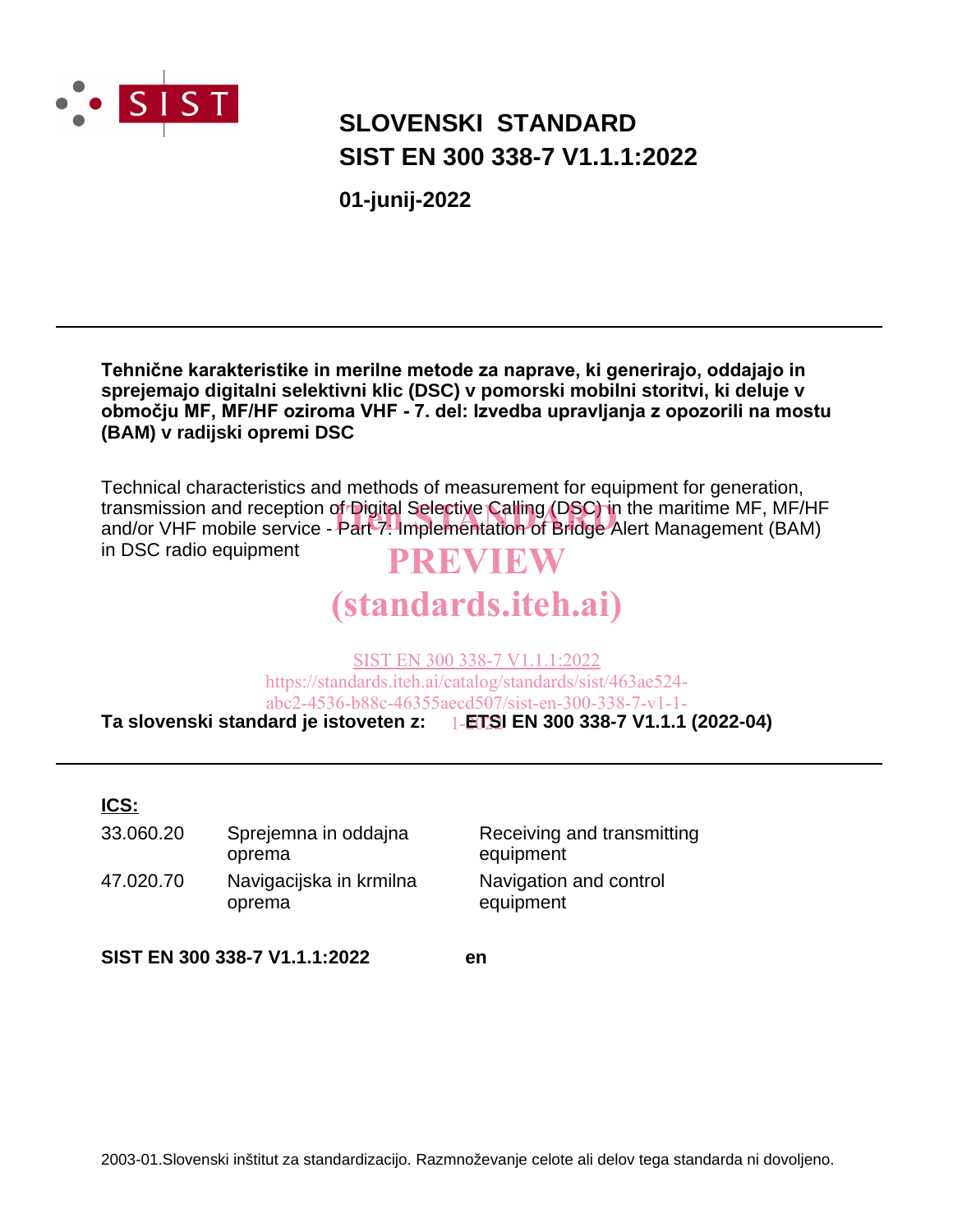SIST

# SLOVENSKI STANDARD
# SIST EN 300 338-7 V1.1.1:2022

**01-junij-2022**

---

**Tehnične karakteristike in merilne metode za naprave, ki generirajo, oddajajo in sprejemajo digitalni selektivni klic (DSC) v pomorski mobilni storitvi, ki deluje v območju MF, MF/HF oziroma VHF - 7. del: Izvedba upravljanja z opozorili na mostu (BAM) v radijski opremi DSC**

Technical characteristics and methods of measurement for equipment for generation, transmission and reception of Digital Selective Calling (DSC) in the maritime MF, MF/HF and/or VHF mobile service - Part 7: Implementation of Bridge Alert Management (BAM) in DSC radio equipment

iTeh STANDARD PREVIEW
(standards.iteh.ai)

SIST EN 300 338-7 V1.1.1:2022
https://standards.iteh.ai/catalog/standards/sist/463ae524-abc2-4536-b88c-46355aecd507/sist-en-300-338-7-v1-1-1-2022

**Ta slovenski standard je istoveten z: ETSI EN 300 338-7 V1.1.1 (2022-04)**

---

**ICS:**

| | | |
|---|---|---|
| 33.060.20 | Sprejemna in oddajna oprema | Receiving and transmitting equipment |
| 47.020.70 | Navigacijska in krmilna oprema | Navigation and control equipment |

**SIST EN 300 338-7 V1.1.1:2022** **en**

2003-01.Slovenski inštitut za standardizacijo. Razmnoževanje celote ali delov tega standarda ni dovoljeno.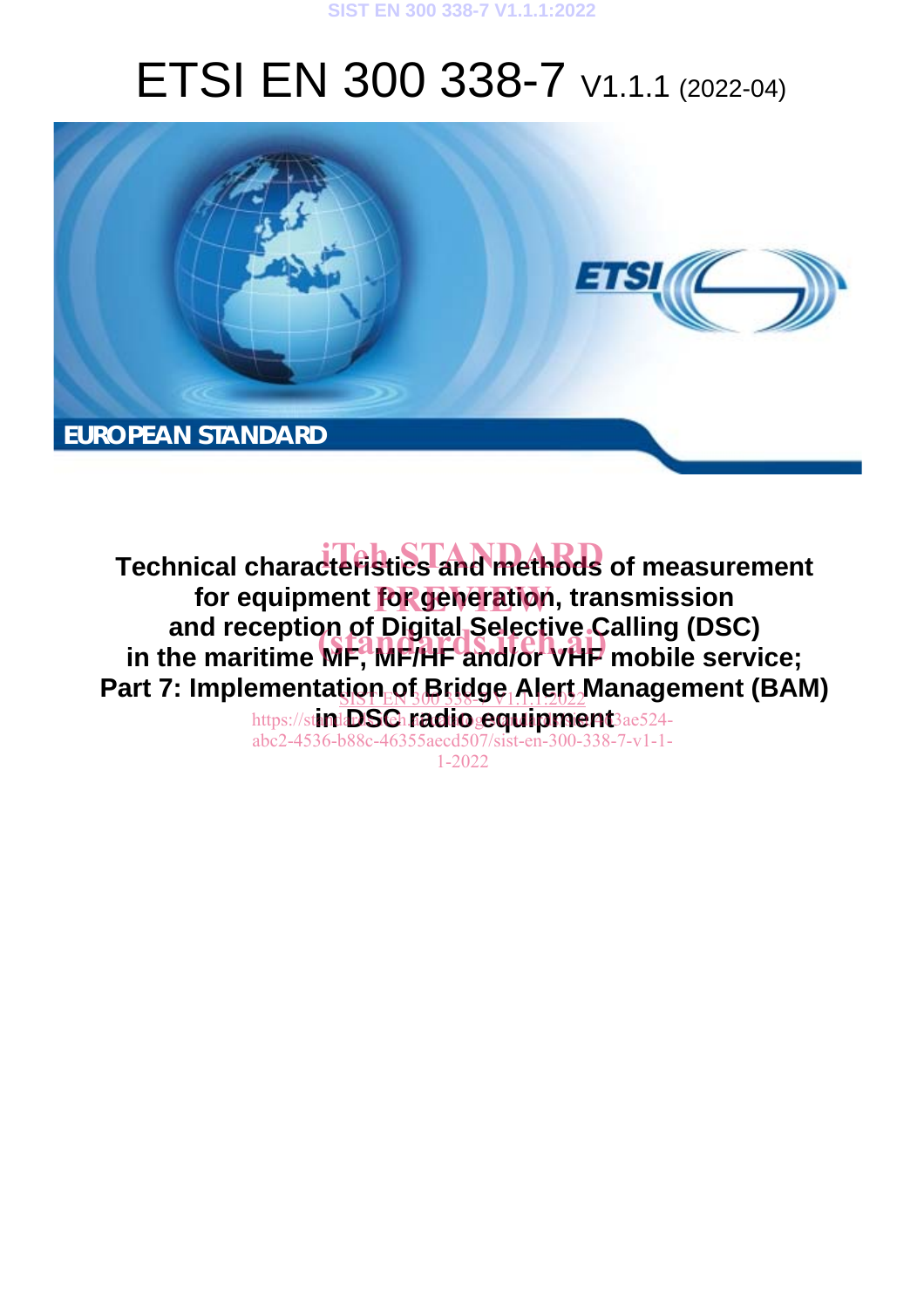# ETSI EN 300 338-7 V1.1.1 (2022-04)

EUROPEAN STANDARD

**Technical characteristics and methods of measurement for equipment for generation, transmission and reception of Digital Selective Calling (DSC) in the maritime MF, MF/HF and/or VHF mobile service; Part 7: Implementation of Bridge Alert Management (BAM) in DSC radio equipment**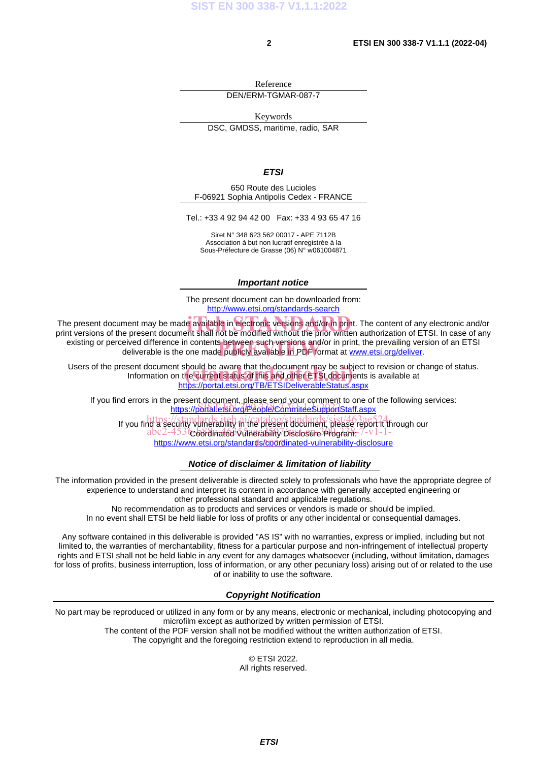Reference

DEN/ERM-TGMAR-087-7

Keywords

DSC, GMDSS, maritime, radio, SAR

***ETSI***

650 Route des Lucioles
F-06921 Sophia Antipolis Cedex - FRANCE

Tel.: +33 4 92 94 42 00   Fax: +33 4 93 65 47 16

Siret N° 348 623 562 00017 - APE 7112B
Association à but non lucratif enregistrée à la
Sous-Préfecture de Grasse (06) N° w061004871

***Important notice***

The present document can be downloaded from:
http://www.etsi.org/standards-search

The present document may be made available in electronic versions and/or in print. The content of any electronic and/or print versions of the present document shall not be modified without the prior written authorization of ETSI. In case of any existing or perceived difference in contents between such versions and/or in print, the prevailing version of an ETSI deliverable is the one made publicly available in PDF format at www.etsi.org/deliver.

Users of the present document should be aware that the document may be subject to revision or change of status. Information on the current status of this and other ETSI documents is available at
https://portal.etsi.org/TB/ETSIDeliverableStatus.aspx

If you find errors in the present document, please send your comment to one of the following services:
https://portal.etsi.org/People/CommiteeSupportStaff.aspx

If you find a security vulnerability in the present document, please report it through our
Coordinated Vulnerability Disclosure Program:
https://www.etsi.org/standards/coordinated-vulnerability-disclosure

***Notice of disclaimer & limitation of liability***

The information provided in the present deliverable is directed solely to professionals who have the appropriate degree of experience to understand and interpret its content in accordance with generally accepted engineering or other professional standard and applicable regulations.
No recommendation as to products and services or vendors is made or should be implied.
In no event shall ETSI be held liable for loss of profits or any other incidental or consequential damages.

Any software contained in this deliverable is provided "AS IS" with no warranties, express or implied, including but not limited to, the warranties of merchantability, fitness for a particular purpose and non-infringement of intellectual property rights and ETSI shall not be held liable in any event for any damages whatsoever (including, without limitation, damages for loss of profits, business interruption, loss of information, or any other pecuniary loss) arising out of or related to the use of or inability to use the software.

***Copyright Notification***

No part may be reproduced or utilized in any form or by any means, electronic or mechanical, including photocopying and microfilm except as authorized by written permission of ETSI.
The content of the PDF version shall not be modified without the written authorization of ETSI.
The copyright and the foregoing restriction extend to reproduction in all media.

© ETSI 2022.
All rights reserved.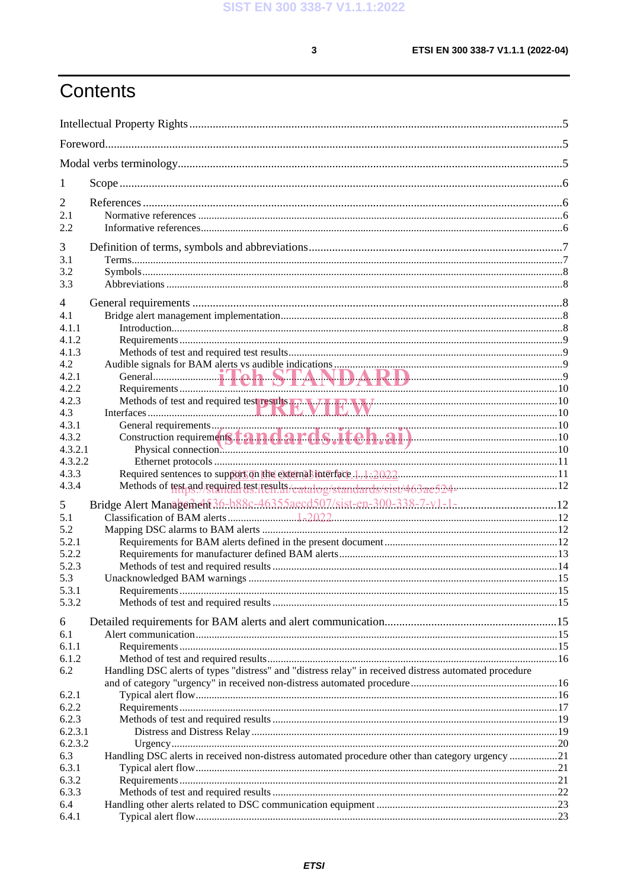# Contents

Intellectual Property Rights ........................................................................................................ 5

Foreword ........................................................................................................ 5

Modal verbs terminology ........................................................................................................ 5

1 Scope ........................................................................................................ 6

2 References ........................................................................................................ 6
2.1 Normative references ........................................................................................................ 6
2.2 Informative references ........................................................................................................ 6

3 Definition of terms, symbols and abbreviations ........................................................................................................ 7
3.1 Terms ........................................................................................................ 7
3.2 Symbols ........................................................................................................ 8
3.3 Abbreviations ........................................................................................................ 8

4 General requirements ........................................................................................................ 8
4.1 Bridge alert management implementation ........................................................................................................ 8
4.1.1 Introduction ........................................................................................................ 8
4.1.2 Requirements ........................................................................................................ 9
4.1.3 Methods of test and required test results ........................................................................................................ 9
4.2 Audible signals for BAM alerts vs audible indications ........................................................................................................ 9
4.2.1 General ........................................................................................................ 9
4.2.2 Requirements ........................................................................................................ 10
4.2.3 Methods of test and required test results ........................................................................................................ 10
4.3 Interfaces ........................................................................................................ 10
4.3.1 General requirements ........................................................................................................ 10
4.3.2 Construction requirements ........................................................................................................ 10
4.3.2.1 Physical connection ........................................................................................................ 10
4.3.2.2 Ethernet protocols ........................................................................................................ 11
4.3.3 Required sentences to support on the external interface ........................................................................................................ 11
4.3.4 Methods of test and required test results ........................................................................................................ 12

5 Bridge Alert Management ........................................................................................................ 12
5.1 Classification of BAM alerts ........................................................................................................ 12
5.2 Mapping DSC alarms to BAM alerts ........................................................................................................ 12
5.2.1 Requirements for BAM alerts defined in the present document ........................................................................................................ 12
5.2.2 Requirements for manufacturer defined BAM alerts ........................................................................................................ 13
5.2.3 Methods of test and required results ........................................................................................................ 14
5.3 Unacknowledged BAM warnings ........................................................................................................ 15
5.3.1 Requirements ........................................................................................................ 15
5.3.2 Methods of test and required results ........................................................................................................ 15

6 Detailed requirements for BAM alerts and alert communication ........................................................................................................ 15
6.1 Alert communication ........................................................................................................ 15
6.1.1 Requirements ........................................................................................................ 15
6.1.2 Method of test and required results ........................................................................................................ 16
6.2 Handling DSC alerts of types "distress" and "distress relay" in received distress automated procedure and of category "urgency" in received non-distress automated procedure ........................................................................................................ 16
6.2.1 Typical alert flow ........................................................................................................ 16
6.2.2 Requirements ........................................................................................................ 17
6.2.3 Methods of test and required results ........................................................................................................ 19
6.2.3.1 Distress and Distress Relay ........................................................................................................ 19
6.2.3.2 Urgency ........................................................................................................ 20
6.3 Handling DSC alerts in received non-distress automated procedure other than category urgency ........................................................................................................ 21
6.3.1 Typical alert flow ........................................................................................................ 21
6.3.2 Requirements ........................................................................................................ 21
6.3.3 Methods of test and required results ........................................................................................................ 22
6.4 Handling other alerts related to DSC communication equipment ........................................................................................................ 23
6.4.1 Typical alert flow ........................................................................................................ 23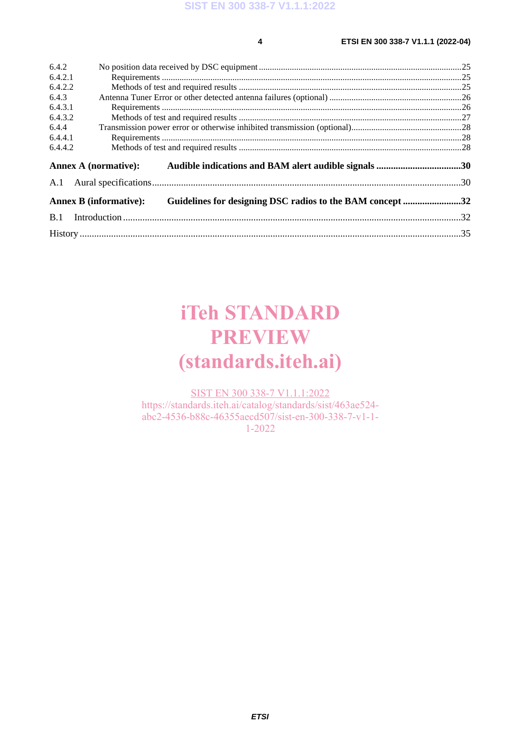6.4.2 No position data received by DSC equipment ....................................................................................25
6.4.2.1 Requirements ....................................................................................................................................25
6.4.2.2 Methods of test and required results ................................................................................................25
6.4.3 Antenna Tuner Error or other detected antenna failures (optional) ...................................................26
6.4.3.1 Requirements ....................................................................................................................................26
6.4.3.2 Methods of test and required results ................................................................................................27
6.4.4 Transmission power error or otherwise inhibited transmission (optional)..........................................28
6.4.4.1 Requirements ....................................................................................................................................28
6.4.4.2 Methods of test and required results ................................................................................................28

**Annex A (normative): Audible indications and BAM alert audible signals ....................................30**

A.1 Aural specifications..................................................................................................................................30

**Annex B (informative): Guidelines for designing DSC radios to the BAM concept ........................32**

B.1 Introduction ..............................................................................................................................................32

History ..............................................................................................................................................................35

iTeh STANDARD PREVIEW
(standards.iteh.ai)

SIST EN 300 338-7 V1.1.1:2022
https://standards.iteh.ai/catalog/standards/sist/463ae524-abc2-4536-b88c-46355aecd507/sist-en-300-338-7-v1-1-1-2022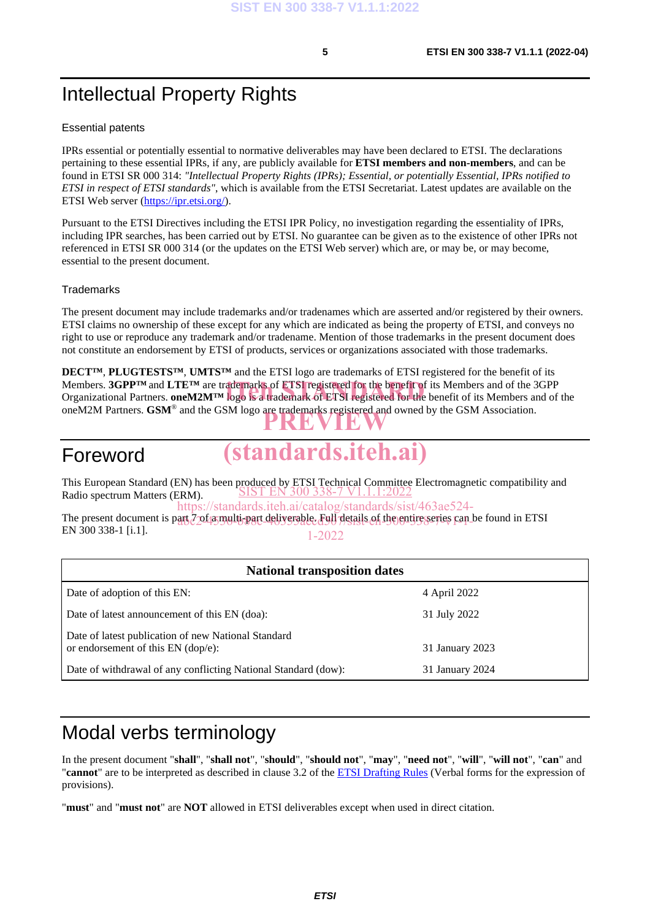# Intellectual Property Rights

## Essential patents

IPRs essential or potentially essential to normative deliverables may have been declared to ETSI. The declarations pertaining to these essential IPRs, if any, are publicly available for **ETSI members and non-members**, and can be found in ETSI SR 000 314: *"Intellectual Property Rights (IPRs); Essential, or potentially Essential, IPRs notified to ETSI in respect of ETSI standards"*, which is available from the ETSI Secretariat. Latest updates are available on the ETSI Web server (https://ipr.etsi.org/).

Pursuant to the ETSI Directives including the ETSI IPR Policy, no investigation regarding the essentiality of IPRs, including IPR searches, has been carried out by ETSI. No guarantee can be given as to the existence of other IPRs not referenced in ETSI SR 000 314 (or the updates on the ETSI Web server) which are, or may be, or may become, essential to the present document.

## Trademarks

The present document may include trademarks and/or tradenames which are asserted and/or registered by their owners. ETSI claims no ownership of these except for any which are indicated as being the property of ETSI, and conveys no right to use or reproduce any trademark and/or tradename. Mention of those trademarks in the present document does not constitute an endorsement by ETSI of products, services or organizations associated with those trademarks.

**DECT™**, **PLUGTESTS™**, **UMTS™** and the ETSI logo are trademarks of ETSI registered for the benefit of its Members. **3GPP™** and **LTE™** are trademarks of ETSI registered for the benefit of its Members and of the 3GPP Organizational Partners. **oneM2M™** logo is a trademark of ETSI registered for the benefit of its Members and of the oneM2M Partners. **GSM**® and the GSM logo are trademarks registered and owned by the GSM Association.

# Foreword

This European Standard (EN) has been produced by ETSI Technical Committee Electromagnetic compatibility and Radio spectrum Matters (ERM).

The present document is part 7 of a multi-part deliverable. Full details of the entire series can be found in ETSI EN 300 338-1 [i.1].

| National transposition dates | |
|---|---|
| Date of adoption of this EN: | 4 April 2022 |
| Date of latest announcement of this EN (doa): | 31 July 2022 |
| Date of latest publication of new National Standard or endorsement of this EN (dop/e): | 31 January 2023 |
| Date of withdrawal of any conflicting National Standard (dow): | 31 January 2024 |

# Modal verbs terminology

In the present document "**shall**", "**shall not**", "**should**", "**should not**", "**may**", "**need not**", "**will**", "**will not**", "**can**" and "**cannot**" are to be interpreted as described in clause 3.2 of the ETSI Drafting Rules (Verbal forms for the expression of provisions).

"**must**" and "**must not**" are **NOT** allowed in ETSI deliverables except when used in direct citation.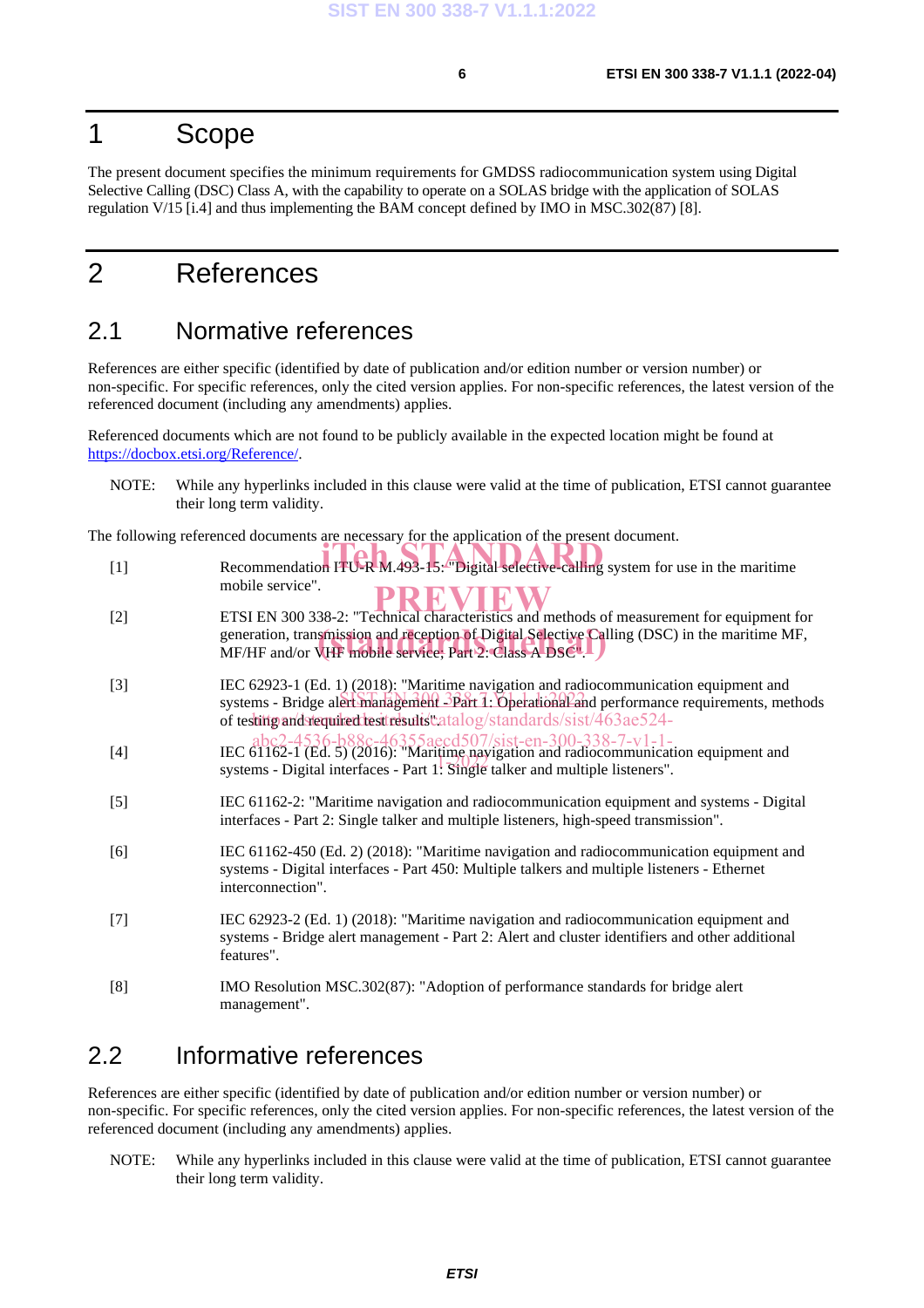# 1 Scope

The present document specifies the minimum requirements for GMDSS radiocommunication system using Digital Selective Calling (DSC) Class A, with the capability to operate on a SOLAS bridge with the application of SOLAS regulation V/15 [i.4] and thus implementing the BAM concept defined by IMO in MSC.302(87) [8].

# 2 References

## 2.1 Normative references

References are either specific (identified by date of publication and/or edition number or version number) or non-specific. For specific references, only the cited version applies. For non-specific references, the latest version of the referenced document (including any amendments) applies.

Referenced documents which are not found to be publicly available in the expected location might be found at https://docbox.etsi.org/Reference/.

NOTE: While any hyperlinks included in this clause were valid at the time of publication, ETSI cannot guarantee their long term validity.

The following referenced documents are necessary for the application of the present document.

[1] Recommendation ITU-R M.493-15: "Digital selective-calling system for use in the maritime mobile service".

[2] ETSI EN 300 338-2: "Technical characteristics and methods of measurement for equipment for generation, transmission and reception of Digital Selective Calling (DSC) in the maritime MF, MF/HF and/or VHF mobile service; Part 2: Class A DSC".

[3] IEC 62923-1 (Ed. 1) (2018): "Maritime navigation and radiocommunication equipment and systems - Bridge alert management - Part 1: Operational and performance requirements, methods of testing and required test results".

[4] IEC 61162-1 (Ed. 5) (2016): "Maritime navigation and radiocommunication equipment and systems - Digital interfaces - Part 1: Single talker and multiple listeners".

[5] IEC 61162-2: "Maritime navigation and radiocommunication equipment and systems - Digital interfaces - Part 2: Single talker and multiple listeners, high-speed transmission".

[6] IEC 61162-450 (Ed. 2) (2018): "Maritime navigation and radiocommunication equipment and systems - Digital interfaces - Part 450: Multiple talkers and multiple listeners - Ethernet interconnection".

[7] IEC 62923-2 (Ed. 1) (2018): "Maritime navigation and radiocommunication equipment and systems - Bridge alert management - Part 2: Alert and cluster identifiers and other additional features".

[8] IMO Resolution MSC.302(87): "Adoption of performance standards for bridge alert management".

## 2.2 Informative references

References are either specific (identified by date of publication and/or edition number or version number) or non-specific. For specific references, only the cited version applies. For non-specific references, the latest version of the referenced document (including any amendments) applies.

NOTE: While any hyperlinks included in this clause were valid at the time of publication, ETSI cannot guarantee their long term validity.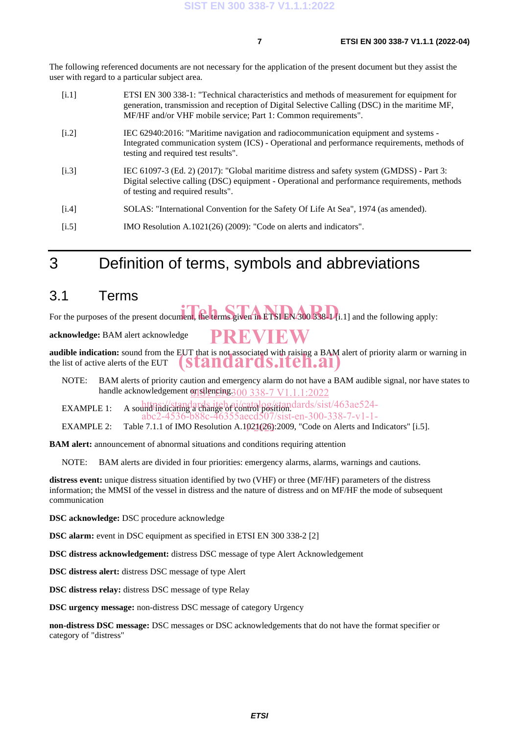The following referenced documents are not necessary for the application of the present document but they assist the user with regard to a particular subject area.

[i.1] ETSI EN 300 338-1: "Technical characteristics and methods of measurement for equipment for generation, transmission and reception of Digital Selective Calling (DSC) in the maritime MF, MF/HF and/or VHF mobile service; Part 1: Common requirements".

[i.2] IEC 62940:2016: "Maritime navigation and radiocommunication equipment and systems - Integrated communication system (ICS) - Operational and performance requirements, methods of testing and required test results".

[i.3] IEC 61097-3 (Ed. 2) (2017): "Global maritime distress and safety system (GMDSS) - Part 3: Digital selective calling (DSC) equipment - Operational and performance requirements, methods of testing and required results".

[i.4] SOLAS: "International Convention for the Safety Of Life At Sea", 1974 (as amended).

[i.5] IMO Resolution A.1021(26) (2009): "Code on alerts and indicators".

# 3 Definition of terms, symbols and abbreviations

## 3.1 Terms

For the purposes of the present document, the terms given in ETSI EN 300 338-1 [i.1] and the following apply:

**acknowledge:** BAM alert acknowledge

**audible indication:** sound from the EUT that is not associated with raising a BAM alert of priority alarm or warning in the list of active alerts of the EUT

NOTE: BAM alerts of priority caution and emergency alarm do not have a BAM audible signal, nor have states to handle acknowledgement or silencing.

EXAMPLE 1: A sound indicating a change of control position.

EXAMPLE 2: Table 7.1.1 of IMO Resolution A.1021(26):2009, "Code on Alerts and Indicators" [i.5].

**BAM alert:** announcement of abnormal situations and conditions requiring attention

NOTE: BAM alerts are divided in four priorities: emergency alarms, alarms, warnings and cautions.

**distress event:** unique distress situation identified by two (VHF) or three (MF/HF) parameters of the distress information; the MMSI of the vessel in distress and the nature of distress and on MF/HF the mode of subsequent communication

**DSC acknowledge:** DSC procedure acknowledge

**DSC alarm:** event in DSC equipment as specified in ETSI EN 300 338-2 [2]

**DSC distress acknowledgement:** distress DSC message of type Alert Acknowledgement

**DSC distress alert:** distress DSC message of type Alert

**DSC distress relay:** distress DSC message of type Relay

**DSC urgency message:** non-distress DSC message of category Urgency

**non-distress DSC message:** DSC messages or DSC acknowledgements that do not have the format specifier or category of "distress"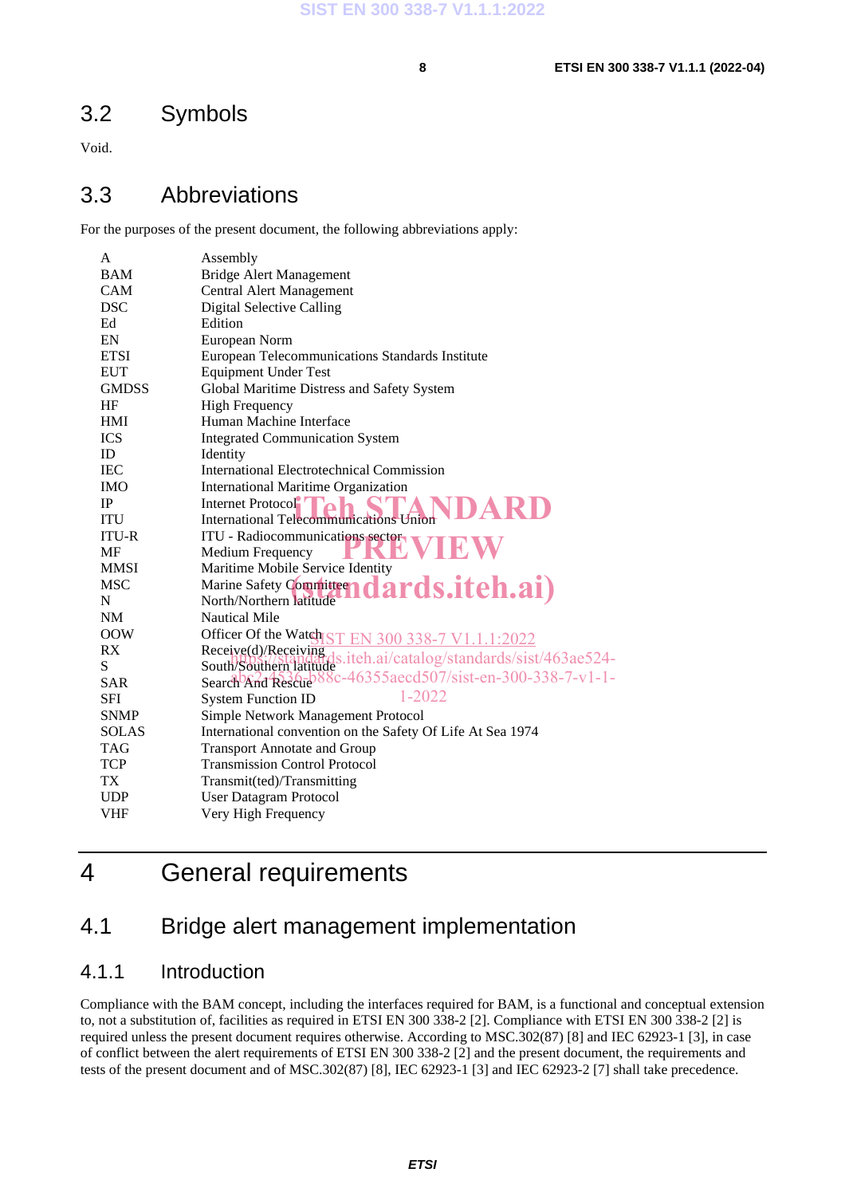## 3.2 Symbols

Void.

## 3.3 Abbreviations

For the purposes of the present document, the following abbreviations apply:

| | |
|---|---|
| A | Assembly |
| BAM | Bridge Alert Management |
| CAM | Central Alert Management |
| DSC | Digital Selective Calling |
| Ed | Edition |
| EN | European Norm |
| ETSI | European Telecommunications Standards Institute |
| EUT | Equipment Under Test |
| GMDSS | Global Maritime Distress and Safety System |
| HF | High Frequency |
| HMI | Human Machine Interface |
| ICS | Integrated Communication System |
| ID | Identity |
| IEC | International Electrotechnical Commission |
| IMO | International Maritime Organization |
| IP | Internet Protocol |
| ITU | International Telecommunications Union |
| ITU-R | ITU - Radiocommunications sector |
| MF | Medium Frequency |
| MMSI | Maritime Mobile Service Identity |
| MSC | Marine Safety Committee |
| N | North/Northern latitude |
| NM | Nautical Mile |
| OOW | Officer Of the Watch |
| RX | Receive(d)/Receiving |
| S | South/Southern latitude |
| SAR | Search And Rescue |
| SFI | System Function ID |
| SNMP | Simple Network Management Protocol |
| SOLAS | International convention on the Safety Of Life At Sea 1974 |
| TAG | Transport Annotate and Group |
| TCP | Transmission Control Protocol |
| TX | Transmit(ted)/Transmitting |
| UDP | User Datagram Protocol |
| VHF | Very High Frequency |

# 4 General requirements

## 4.1 Bridge alert management implementation

### 4.1.1 Introduction

Compliance with the BAM concept, including the interfaces required for BAM, is a functional and conceptual extension to, not a substitution of, facilities as required in ETSI EN 300 338-2 [2]. Compliance with ETSI EN 300 338-2 [2] is required unless the present document requires otherwise. According to MSC.302(87) [8] and IEC 62923-1 [3], in case of conflict between the alert requirements of ETSI EN 300 338-2 [2] and the present document, the requirements and tests of the present document and of MSC.302(87) [8], IEC 62923-1 [3] and IEC 62923-2 [7] shall take precedence.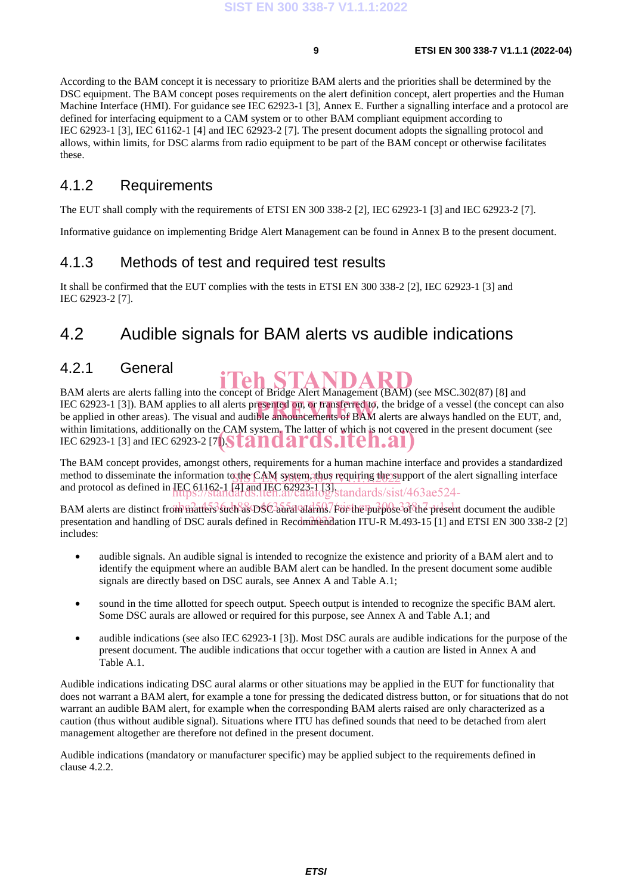According to the BAM concept it is necessary to prioritize BAM alerts and the priorities shall be determined by the DSC equipment. The BAM concept poses requirements on the alert definition concept, alert properties and the Human Machine Interface (HMI). For guidance see IEC 62923-1 [3], Annex E. Further a signalling interface and a protocol are defined for interfacing equipment to a CAM system or to other BAM compliant equipment according to IEC 62923-1 [3], IEC 61162-1 [4] and IEC 62923-2 [7]. The present document adopts the signalling protocol and allows, within limits, for DSC alarms from radio equipment to be part of the BAM concept or otherwise facilitates these.

### 4.1.2 Requirements

The EUT shall comply with the requirements of ETSI EN 300 338-2 [2], IEC 62923-1 [3] and IEC 62923-2 [7].

Informative guidance on implementing Bridge Alert Management can be found in Annex B to the present document.

### 4.1.3 Methods of test and required test results

It shall be confirmed that the EUT complies with the tests in ETSI EN 300 338-2 [2], IEC 62923-1 [3] and IEC 62923-2 [7].

## 4.2 Audible signals for BAM alerts vs audible indications

### 4.2.1 General

BAM alerts are alerts falling into the concept of Bridge Alert Management (BAM) (see MSC.302(87) [8] and IEC 62923-1 [3]). BAM applies to all alerts presented on, or transferred to, the bridge of a vessel (the concept can also be applied in other areas). The visual and audible announcements of BAM alerts are always handled on the EUT, and, within limitations, additionally on the CAM system. The latter of which is not covered in the present document (see IEC 62923-1 [3] and IEC 62923-2 [7]).

The BAM concept provides, amongst others, requirements for a human machine interface and provides a standardized method to disseminate the information to the CAM system, thus requiring the support of the alert signalling interface and protocol as defined in IEC 61162-1 [4] and IEC 62923-1 [3].

BAM alerts are distinct from matters such as DSC aural alarms. For the purpose of the present document the audible presentation and handling of DSC aurals defined in Recommendation ITU-R M.493-15 [1] and ETSI EN 300 338-2 [2] includes:

- audible signals. An audible signal is intended to recognize the existence and priority of a BAM alert and to identify the equipment where an audible BAM alert can be handled. In the present document some audible signals are directly based on DSC aurals, see Annex A and Table A.1;
- sound in the time allotted for speech output. Speech output is intended to recognize the specific BAM alert. Some DSC aurals are allowed or required for this purpose, see Annex A and Table A.1; and
- audible indications (see also IEC 62923-1 [3]). Most DSC aurals are audible indications for the purpose of the present document. The audible indications that occur together with a caution are listed in Annex A and Table A.1.

Audible indications indicating DSC aural alarms or other situations may be applied in the EUT for functionality that does not warrant a BAM alert, for example a tone for pressing the dedicated distress button, or for situations that do not warrant an audible BAM alert, for example when the corresponding BAM alerts raised are only characterized as a caution (thus without audible signal). Situations where ITU has defined sounds that need to be detached from alert management altogether are therefore not defined in the present document.

Audible indications (mandatory or manufacturer specific) may be applied subject to the requirements defined in clause 4.2.2.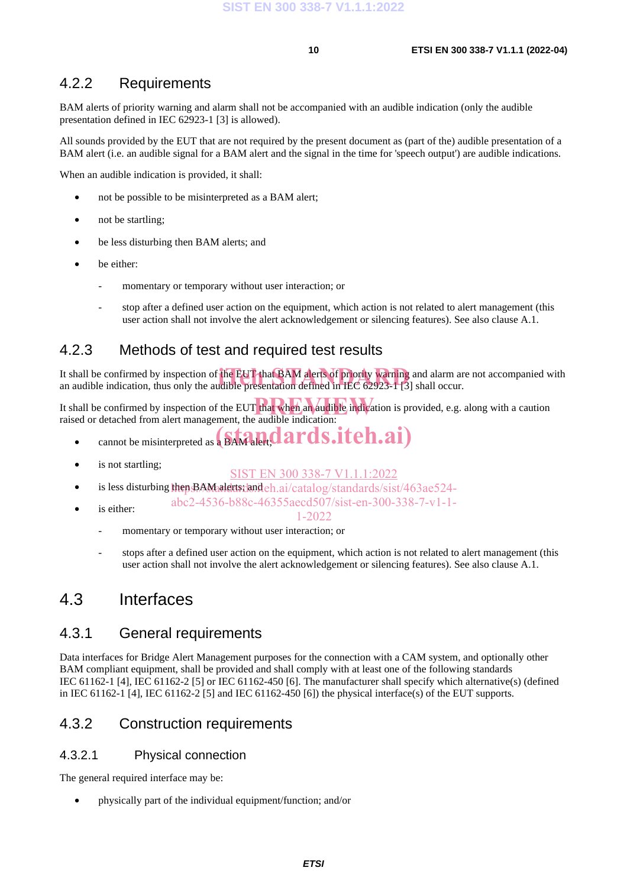### 4.2.2 Requirements

BAM alerts of priority warning and alarm shall not be accompanied with an audible indication (only the audible presentation defined in IEC 62923-1 [3] is allowed).

All sounds provided by the EUT that are not required by the present document as (part of the) audible presentation of a BAM alert (i.e. an audible signal for a BAM alert and the signal in the time for 'speech output') are audible indications.

When an audible indication is provided, it shall:

- not be possible to be misinterpreted as a BAM alert;
- not be startling;
- be less disturbing then BAM alerts; and
- be either:
  - momentary or temporary without user interaction; or
  - stop after a defined user action on the equipment, which action is not related to alert management (this user action shall not involve the alert acknowledgement or silencing features). See also clause A.1.

### 4.2.3 Methods of test and required test results

It shall be confirmed by inspection of the EUT that BAM alerts of priority warning and alarm are not accompanied with an audible indication, thus only the audible presentation defined in IEC 62923-1 [3] shall occur.

It shall be confirmed by inspection of the EUT that when an audible indication is provided, e.g. along with a caution raised or detached from alert management, the audible indication:

- cannot be misinterpreted as a BAM alert;
- is not startling;
- is less disturbing then BAM alerts; and
- is either:
  - momentary or temporary without user interaction; or
  - stops after a defined user action on the equipment, which action is not related to alert management (this user action shall not involve the alert acknowledgement or silencing features). See also clause A.1.

## 4.3 Interfaces

### 4.3.1 General requirements

Data interfaces for Bridge Alert Management purposes for the connection with a CAM system, and optionally other BAM compliant equipment, shall be provided and shall comply with at least one of the following standards IEC 61162-1 [4], IEC 61162-2 [5] or IEC 61162-450 [6]. The manufacturer shall specify which alternative(s) (defined in IEC 61162-1 [4], IEC 61162-2 [5] and IEC 61162-450 [6]) the physical interface(s) of the EUT supports.

### 4.3.2 Construction requirements

#### 4.3.2.1 Physical connection

The general required interface may be:

- physically part of the individual equipment/function; and/or